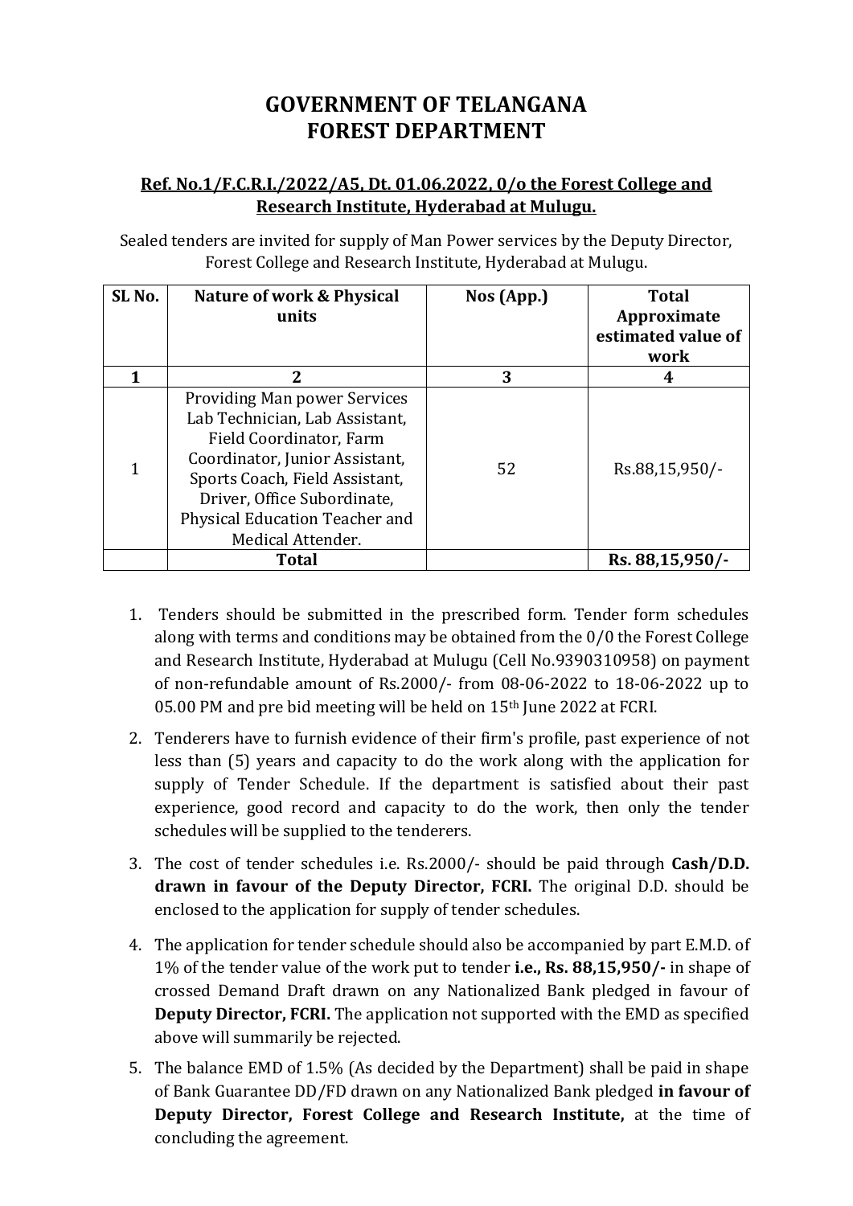# GOVERNMENT OF TELANGANA
# FOREST DEPARTMENT

**Ref. No.1/F.C.R.I./2022/A5, Dt. 01.06.2022, 0/o the Forest College and Research Institute, Hyderabad at Mulugu.**

Sealed tenders are invited for supply of Man Power services by the Deputy Director, Forest College and Research Institute, Hyderabad at Mulugu.

| SL No. | Nature of work & Physical units | Nos (App.) | Total Approximate estimated value of work |
|---|---|---|---|
| 1 | 2 | 3 | 4 |
| 1 | Providing Man power Services Lab Technician, Lab Assistant, Field Coordinator, Farm Coordinator, Junior Assistant, Sports Coach, Field Assistant, Driver, Office Subordinate, Physical Education Teacher and Medical Attender. | 52 | Rs.88,15,950/- |
| | **Total** | | **Rs. 88,15,950/-** |

1. Tenders should be submitted in the prescribed form. Tender form schedules along with terms and conditions may be obtained from the 0/0 the Forest College and Research Institute, Hyderabad at Mulugu (Cell No.9390310958) on payment of non-refundable amount of Rs.2000/- from 08-06-2022 to 18-06-2022 up to 05.00 PM and pre bid meeting will be held on 15th June 2022 at FCRI.
2. Tenderers have to furnish evidence of their firm's profile, past experience of not less than (5) years and capacity to do the work along with the application for supply of Tender Schedule. If the department is satisfied about their past experience, good record and capacity to do the work, then only the tender schedules will be supplied to the tenderers.
3. The cost of tender schedules i.e. Rs.2000/- should be paid through **Cash/D.D. drawn in favour of the Deputy Director, FCRI.** The original D.D. should be enclosed to the application for supply of tender schedules.
4. The application for tender schedule should also be accompanied by part E.M.D. of 1% of the tender value of the work put to tender **i.e., Rs. 88,15,950/-** in shape of crossed Demand Draft drawn on any Nationalized Bank pledged in favour of **Deputy Director, FCRI.** The application not supported with the EMD as specified above will summarily be rejected.
5. The balance EMD of 1.5% (As decided by the Department) shall be paid in shape of Bank Guarantee DD/FD drawn on any Nationalized Bank pledged **in favour of Deputy Director, Forest College and Research Institute,** at the time of concluding the agreement.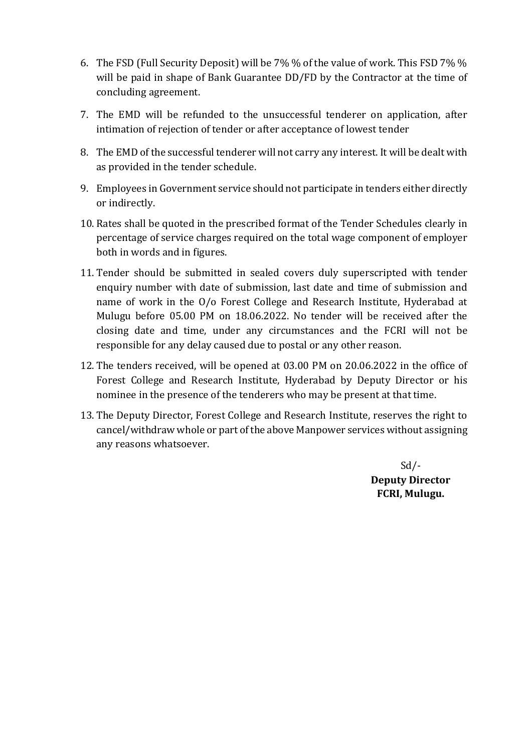6. The FSD (Full Security Deposit) will be 7% % of the value of work. This FSD 7% % will be paid in shape of Bank Guarantee DD/FD by the Contractor at the time of concluding agreement.

7. The EMD will be refunded to the unsuccessful tenderer on application, after intimation of rejection of tender or after acceptance of lowest tender

8. The EMD of the successful tenderer will not carry any interest. It will be dealt with as provided in the tender schedule.

9. Employees in Government service should not participate in tenders either directly or indirectly.

10. Rates shall be quoted in the prescribed format of the Tender Schedules clearly in percentage of service charges required on the total wage component of employer both in words and in figures.

11. Tender should be submitted in sealed covers duly superscripted with tender enquiry number with date of submission, last date and time of submission and name of work in the O/o Forest College and Research Institute, Hyderabad at Mulugu before 05.00 PM on 18.06.2022. No tender will be received after the closing date and time, under any circumstances and the FCRI will not be responsible for any delay caused due to postal or any other reason.

12. The tenders received, will be opened at 03.00 PM on 20.06.2022 in the office of Forest College and Research Institute, Hyderabad by Deputy Director or his nominee in the presence of the tenderers who may be present at that time.

13. The Deputy Director, Forest College and Research Institute, reserves the right to cancel/withdraw whole or part of the above Manpower services without assigning any reasons whatsoever.

Sd/-
**Deputy Director**
**FCRI, Mulugu.**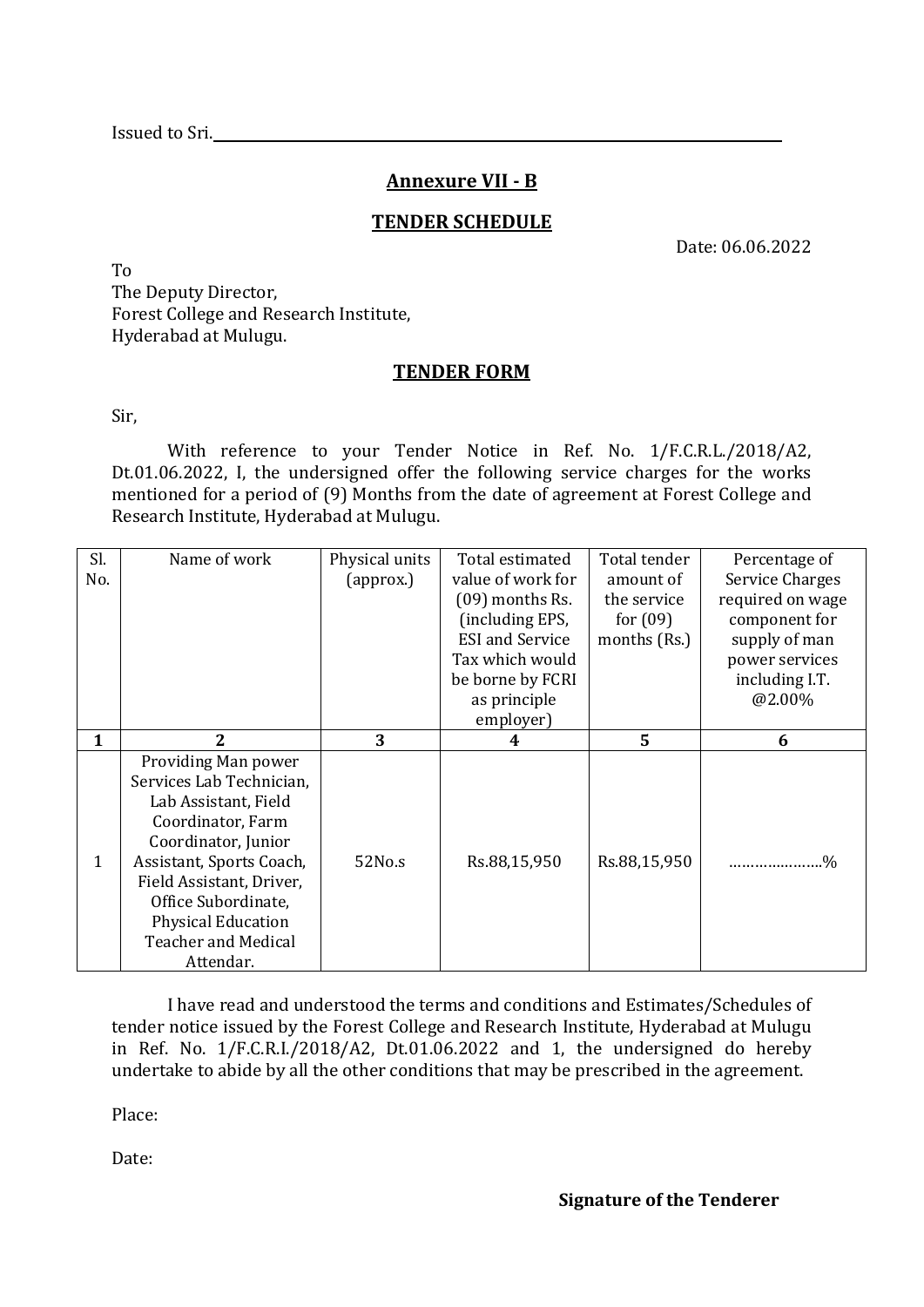Issued to Sri.\_\_\_\_\_\_\_\_\_\_\_\_\_\_\_\_\_\_\_\_\_\_\_\_\_\_\_\_\_\_\_\_\_\_\_\_\_\_\_\_\_\_\_\_\_\_\_\_\_\_\_\_\_\_\_\_

## Annexure VII - B

## TENDER SCHEDULE

Date: 06.06.2022

To
The Deputy Director,
Forest College and Research Institute,
Hyderabad at Mulugu.

## TENDER FORM

Sir,

With reference to your Tender Notice in Ref. No. 1/F.C.R.L./2018/A2, Dt.01.06.2022, I, the undersigned offer the following service charges for the works mentioned for a period of (9) Months from the date of agreement at Forest College and Research Institute, Hyderabad at Mulugu.

| Sl. No. | Name of work | Physical units (approx.) | Total estimated value of work for (09) months Rs. (including EPS, ESI and Service Tax which would be borne by FCRI as principle employer) | Total tender amount of the service for (09) months (Rs.) | Percentage of Service Charges required on wage component for supply of man power services including I.T. @2.00% |
|---|---|---|---|---|---|
| **1** | **2** | **3** | **4** | **5** | **6** |
| 1 | Providing Man power Services Lab Technician, Lab Assistant, Field Coordinator, Farm Coordinator, Junior Assistant, Sports Coach, Field Assistant, Driver, Office Subordinate, Physical Education Teacher and Medical Attendar. | 52No.s | Rs.88,15,950 | Rs.88,15,950 | ………………..% |

I have read and understood the terms and conditions and Estimates/Schedules of tender notice issued by the Forest College and Research Institute, Hyderabad at Mulugu in Ref. No. 1/F.C.R.I./2018/A2, Dt.01.06.2022 and 1, the undersigned do hereby undertake to abide by all the other conditions that may be prescribed in the agreement.

Place:

Date:

**Signature of the Tenderer**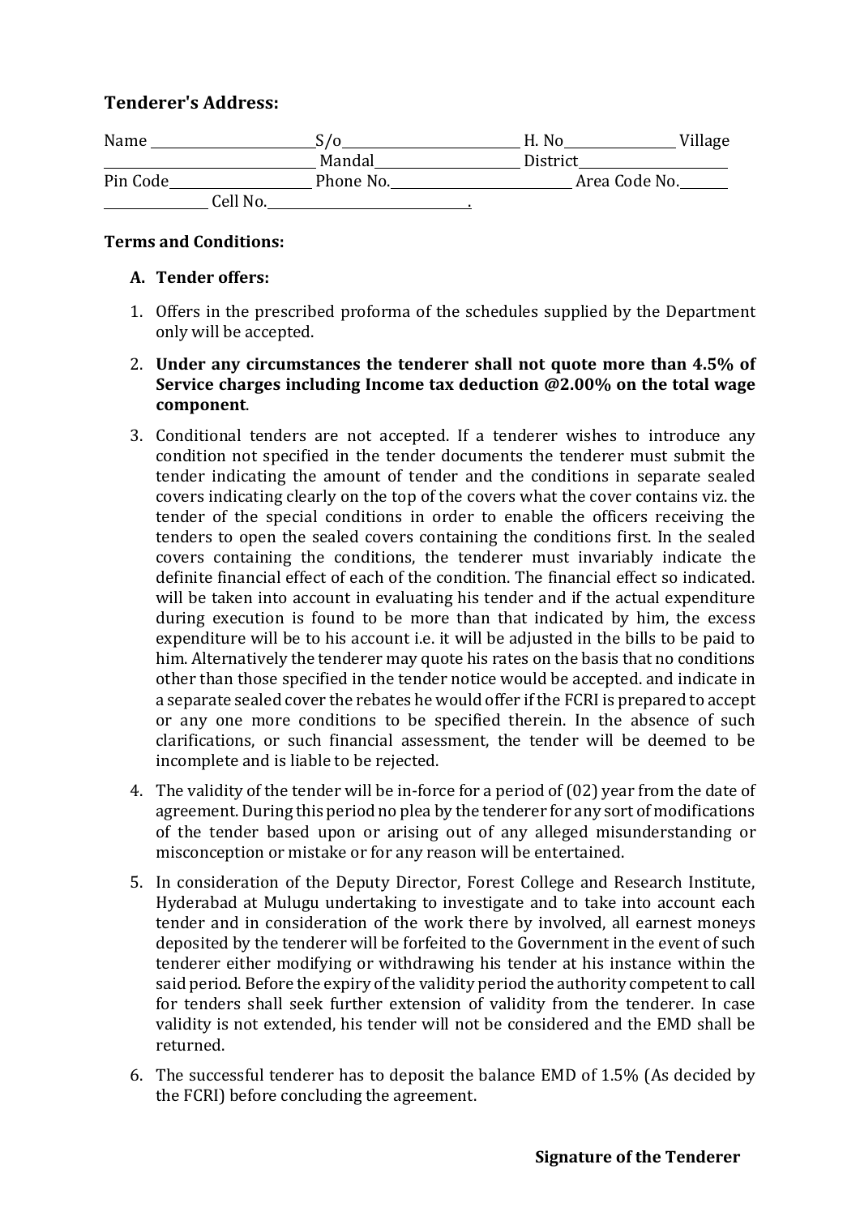### Tenderer's Address:

Name ______________________ S/o ________________________ H. No _______________ Village ______________________________ Mandal ____________________ District ____________________ Pin Code ____________________ Phone No. __________________________ Area Code No. _______ ______________ Cell No. ____________________________.

**Terms and Conditions:**

**A. Tender offers:**

1. Offers in the prescribed proforma of the schedules supplied by the Department only will be accepted.
2. **Under any circumstances the tenderer shall not quote more than 4.5% of Service charges including Income tax deduction @2.00% on the total wage component**.
3. Conditional tenders are not accepted. If a tenderer wishes to introduce any condition not specified in the tender documents the tenderer must submit the tender indicating the amount of tender and the conditions in separate sealed covers indicating clearly on the top of the covers what the cover contains viz. the tender of the special conditions in order to enable the officers receiving the tenders to open the sealed covers containing the conditions first. In the sealed covers containing the conditions, the tenderer must invariably indicate the definite financial effect of each of the condition. The financial effect so indicated. will be taken into account in evaluating his tender and if the actual expenditure during execution is found to be more than that indicated by him, the excess expenditure will be to his account i.e. it will be adjusted in the bills to be paid to him. Alternatively the tenderer may quote his rates on the basis that no conditions other than those specified in the tender notice would be accepted. and indicate in a separate sealed cover the rebates he would offer if the FCRI is prepared to accept or any one more conditions to be specified therein. In the absence of such clarifications, or such financial assessment, the tender will be deemed to be incomplete and is liable to be rejected.
4. The validity of the tender will be in-force for a period of (02) year from the date of agreement. During this period no plea by the tenderer for any sort of modifications of the tender based upon or arising out of any alleged misunderstanding or misconception or mistake or for any reason will be entertained.
5. In consideration of the Deputy Director, Forest College and Research Institute, Hyderabad at Mulugu undertaking to investigate and to take into account each tender and in consideration of the work there by involved, all earnest moneys deposited by the tenderer will be forfeited to the Government in the event of such tenderer either modifying or withdrawing his tender at his instance within the said period. Before the expiry of the validity period the authority competent to call for tenders shall seek further extension of validity from the tenderer. In case validity is not extended, his tender will not be considered and the EMD shall be returned.
6. The successful tenderer has to deposit the balance EMD of 1.5% (As decided by the FCRI) before concluding the agreement.

**Signature of the Tenderer**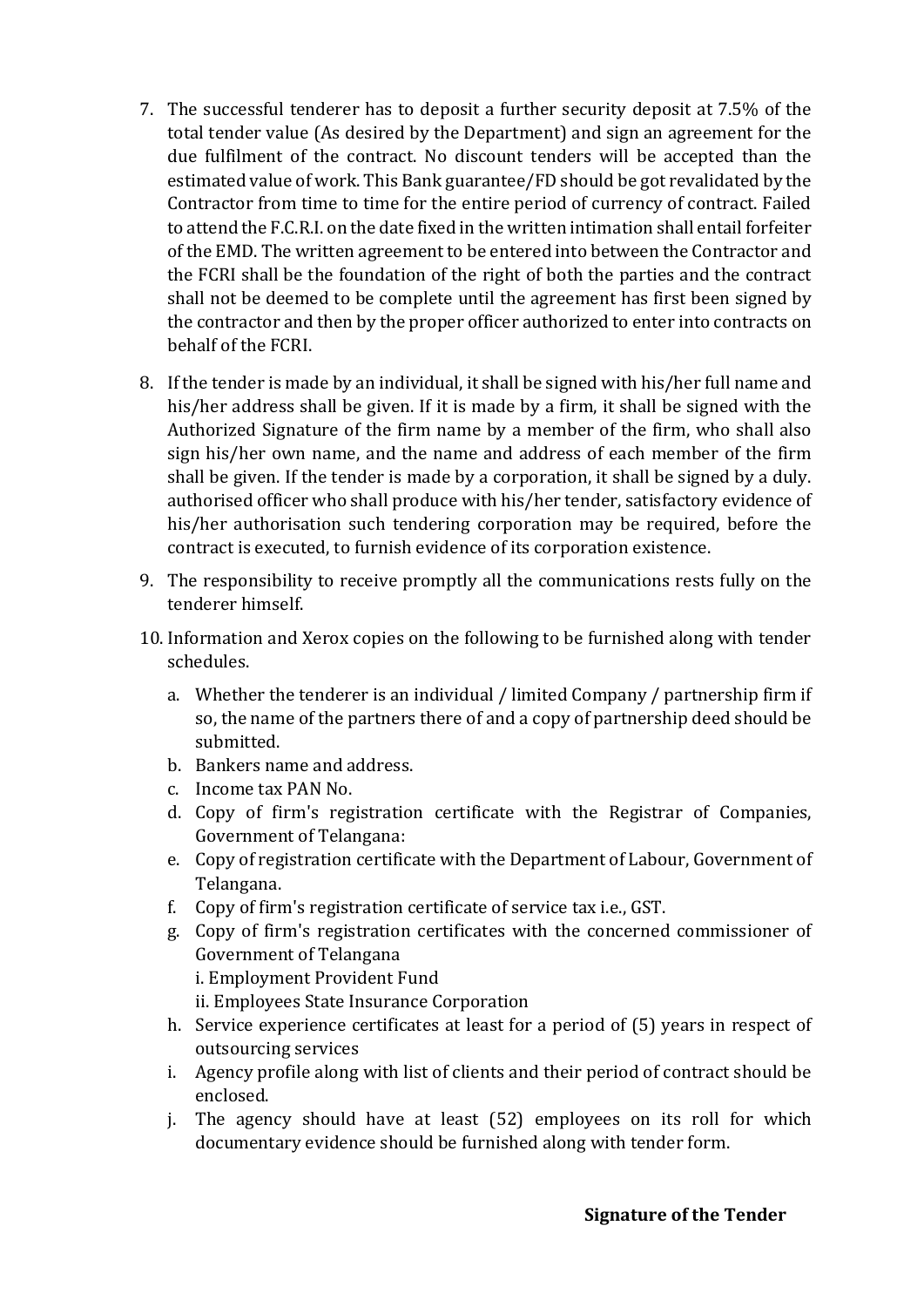7. The successful tenderer has to deposit a further security deposit at 7.5% of the total tender value (As desired by the Department) and sign an agreement for the due fulfilment of the contract. No discount tenders will be accepted than the estimated value of work. This Bank guarantee/FD should be got revalidated by the Contractor from time to time for the entire period of currency of contract. Failed to attend the F.C.R.I. on the date fixed in the written intimation shall entail forfeiter of the EMD. The written agreement to be entered into between the Contractor and the FCRI shall be the foundation of the right of both the parties and the contract shall not be deemed to be complete until the agreement has first been signed by the contractor and then by the proper officer authorized to enter into contracts on behalf of the FCRI.

8. If the tender is made by an individual, it shall be signed with his/her full name and his/her address shall be given. If it is made by a firm, it shall be signed with the Authorized Signature of the firm name by a member of the firm, who shall also sign his/her own name, and the name and address of each member of the firm shall be given. If the tender is made by a corporation, it shall be signed by a duly. authorised officer who shall produce with his/her tender, satisfactory evidence of his/her authorisation such tendering corporation may be required, before the contract is executed, to furnish evidence of its corporation existence.

9. The responsibility to receive promptly all the communications rests fully on the tenderer himself.

10. Information and Xerox copies on the following to be furnished along with tender schedules.

    a. Whether the tenderer is an individual / limited Company / partnership firm if so, the name of the partners there of and a copy of partnership deed should be submitted.
    b. Bankers name and address.
    c. Income tax PAN No.
    d. Copy of firm's registration certificate with the Registrar of Companies, Government of Telangana:
    e. Copy of registration certificate with the Department of Labour, Government of Telangana.
    f. Copy of firm's registration certificate of service tax i.e., GST.
    g. Copy of firm's registration certificates with the concerned commissioner of Government of Telangana
       i. Employment Provident Fund
       ii. Employees State Insurance Corporation
    h. Service experience certificates at least for a period of (5) years in respect of outsourcing services
    i. Agency profile along with list of clients and their period of contract should be enclosed.
    j. The agency should have at least (52) employees on its roll for which documentary evidence should be furnished along with tender form.

**Signature of the Tender**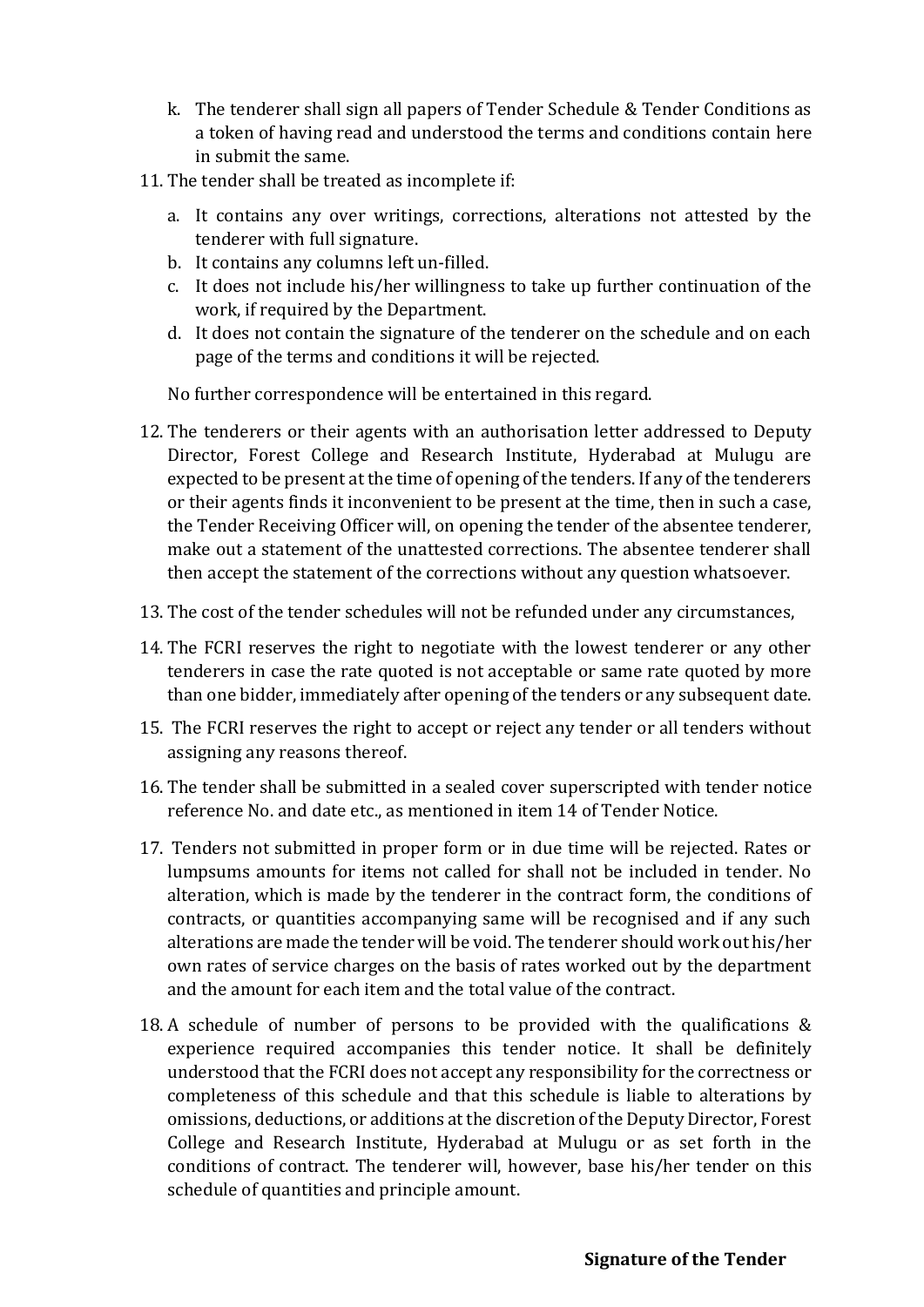k. The tenderer shall sign all papers of Tender Schedule & Tender Conditions as a token of having read and understood the terms and conditions contain here in submit the same.

11. The tender shall be treated as incomplete if:

    a. It contains any over writings, corrections, alterations not attested by the tenderer with full signature.
    b. It contains any columns left un-filled.
    c. It does not include his/her willingness to take up further continuation of the work, if required by the Department.
    d. It does not contain the signature of the tenderer on the schedule and on each page of the terms and conditions it will be rejected.

    No further correspondence will be entertained in this regard.

12. The tenderers or their agents with an authorisation letter addressed to Deputy Director, Forest College and Research Institute, Hyderabad at Mulugu are expected to be present at the time of opening of the tenders. If any of the tenderers or their agents finds it inconvenient to be present at the time, then in such a case, the Tender Receiving Officer will, on opening the tender of the absentee tenderer, make out a statement of the unattested corrections. The absentee tenderer shall then accept the statement of the corrections without any question whatsoever.

13. The cost of the tender schedules will not be refunded under any circumstances,

14. The FCRI reserves the right to negotiate with the lowest tenderer or any other tenderers in case the rate quoted is not acceptable or same rate quoted by more than one bidder, immediately after opening of the tenders or any subsequent date.

15. The FCRI reserves the right to accept or reject any tender or all tenders without assigning any reasons thereof.

16. The tender shall be submitted in a sealed cover superscripted with tender notice reference No. and date etc., as mentioned in item 14 of Tender Notice.

17. Tenders not submitted in proper form or in due time will be rejected. Rates or lumpsums amounts for items not called for shall not be included in tender. No alteration, which is made by the tenderer in the contract form, the conditions of contracts, or quantities accompanying same will be recognised and if any such alterations are made the tender will be void. The tenderer should work out his/her own rates of service charges on the basis of rates worked out by the department and the amount for each item and the total value of the contract.

18. A schedule of number of persons to be provided with the qualifications & experience required accompanies this tender notice. It shall be definitely understood that the FCRI does not accept any responsibility for the correctness or completeness of this schedule and that this schedule is liable to alterations by omissions, deductions, or additions at the discretion of the Deputy Director, Forest College and Research Institute, Hyderabad at Mulugu or as set forth in the conditions of contract. The tenderer will, however, base his/her tender on this schedule of quantities and principle amount.

**Signature of the Tender**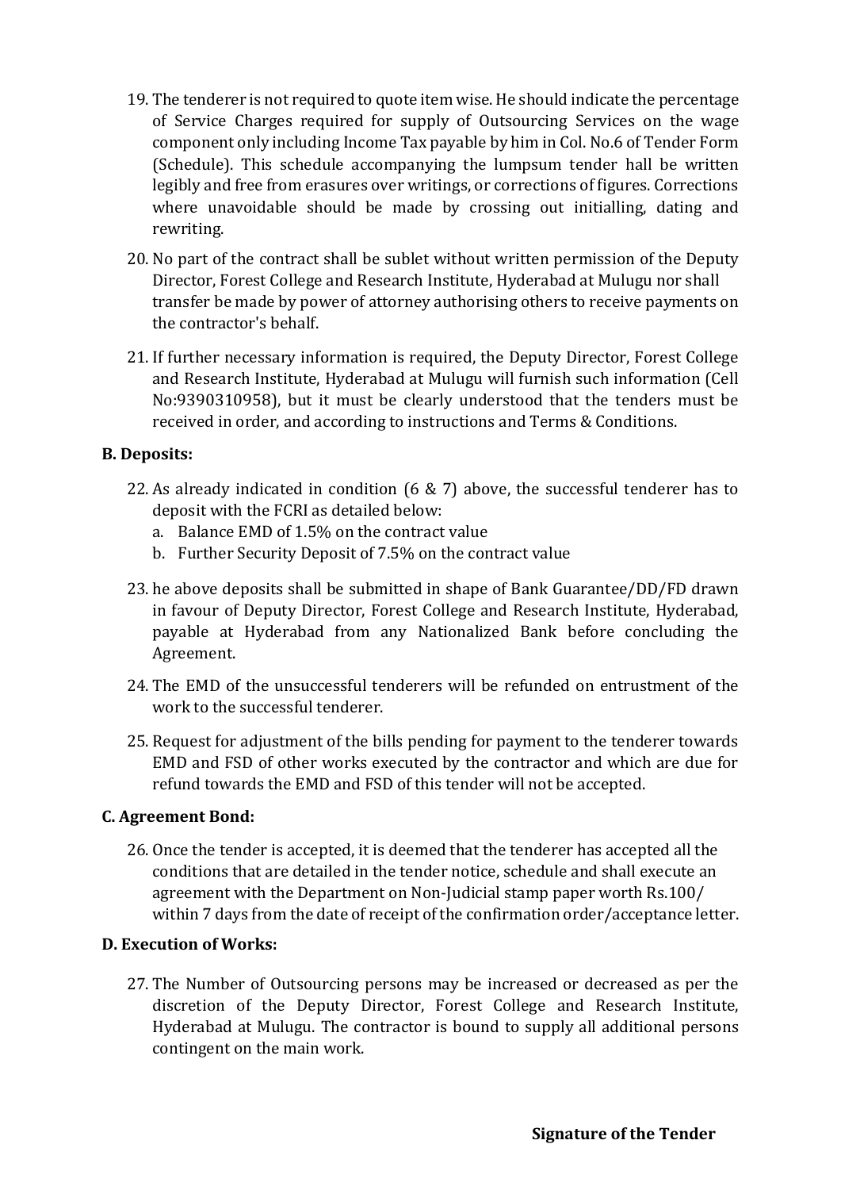19. The tenderer is not required to quote item wise. He should indicate the percentage of Service Charges required for supply of Outsourcing Services on the wage component only including Income Tax payable by him in Col. No.6 of Tender Form (Schedule). This schedule accompanying the lumpsum tender hall be written legibly and free from erasures over writings, or corrections of figures. Corrections where unavoidable should be made by crossing out initialling, dating and rewriting.

20. No part of the contract shall be sublet without written permission of the Deputy Director, Forest College and Research Institute, Hyderabad at Mulugu nor shall transfer be made by power of attorney authorising others to receive payments on the contractor's behalf.

21. If further necessary information is required, the Deputy Director, Forest College and Research Institute, Hyderabad at Mulugu will furnish such information (Cell No:9390310958), but it must be clearly understood that the tenders must be received in order, and according to instructions and Terms & Conditions.

**B. Deposits:**

22. As already indicated in condition (6 & 7) above, the successful tenderer has to deposit with the FCRI as detailed below:
    a. Balance EMD of 1.5% on the contract value
    b. Further Security Deposit of 7.5% on the contract value

23. he above deposits shall be submitted in shape of Bank Guarantee/DD/FD drawn in favour of Deputy Director, Forest College and Research Institute, Hyderabad, payable at Hyderabad from any Nationalized Bank before concluding the Agreement.

24. The EMD of the unsuccessful tenderers will be refunded on entrustment of the work to the successful tenderer.

25. Request for adjustment of the bills pending for payment to the tenderer towards EMD and FSD of other works executed by the contractor and which are due for refund towards the EMD and FSD of this tender will not be accepted.

**C. Agreement Bond:**

26. Once the tender is accepted, it is deemed that the tenderer has accepted all the conditions that are detailed in the tender notice, schedule and shall execute an agreement with the Department on Non-Judicial stamp paper worth Rs.100/ within 7 days from the date of receipt of the confirmation order/acceptance letter.

**D. Execution of Works:**

27. The Number of Outsourcing persons may be increased or decreased as per the discretion of the Deputy Director, Forest College and Research Institute, Hyderabad at Mulugu. The contractor is bound to supply all additional persons contingent on the main work.

**Signature of the Tender**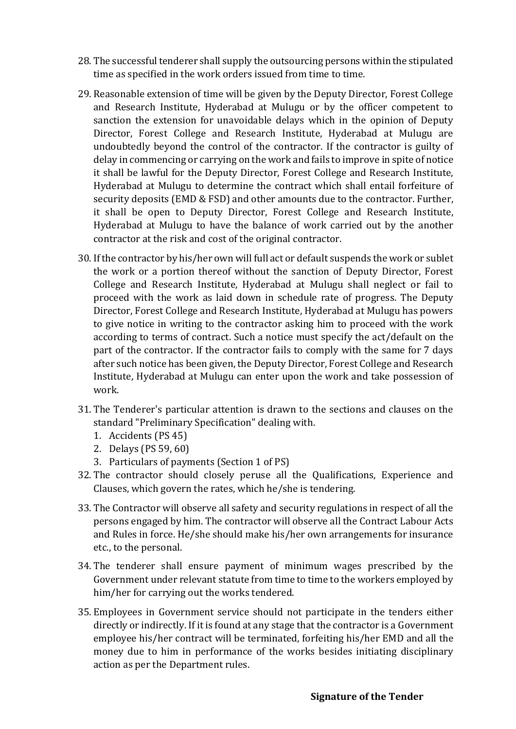28. The successful tenderer shall supply the outsourcing persons within the stipulated time as specified in the work orders issued from time to time.

29. Reasonable extension of time will be given by the Deputy Director, Forest College and Research Institute, Hyderabad at Mulugu or by the officer competent to sanction the extension for unavoidable delays which in the opinion of Deputy Director, Forest College and Research Institute, Hyderabad at Mulugu are undoubtedly beyond the control of the contractor. If the contractor is guilty of delay in commencing or carrying on the work and fails to improve in spite of notice it shall be lawful for the Deputy Director, Forest College and Research Institute, Hyderabad at Mulugu to determine the contract which shall entail forfeiture of security deposits (EMD & FSD) and other amounts due to the contractor. Further, it shall be open to Deputy Director, Forest College and Research Institute, Hyderabad at Mulugu to have the balance of work carried out by the another contractor at the risk and cost of the original contractor.

30. If the contractor by his/her own will full act or default suspends the work or sublet the work or a portion thereof without the sanction of Deputy Director, Forest College and Research Institute, Hyderabad at Mulugu shall neglect or fail to proceed with the work as laid down in schedule rate of progress. The Deputy Director, Forest College and Research Institute, Hyderabad at Mulugu has powers to give notice in writing to the contractor asking him to proceed with the work according to terms of contract. Such a notice must specify the act/default on the part of the contractor. If the contractor fails to comply with the same for 7 days after such notice has been given, the Deputy Director, Forest College and Research Institute, Hyderabad at Mulugu can enter upon the work and take possession of work.

31. The Tenderer's particular attention is drawn to the sections and clauses on the standard "Preliminary Specification" dealing with.
    1. Accidents (PS 45)
    2. Delays (PS 59, 60)
    3. Particulars of payments (Section 1 of PS)

32. The contractor should closely peruse all the Qualifications, Experience and Clauses, which govern the rates, which he/she is tendering.

33. The Contractor will observe all safety and security regulations in respect of all the persons engaged by him. The contractor will observe all the Contract Labour Acts and Rules in force. He/she should make his/her own arrangements for insurance etc., to the personal.

34. The tenderer shall ensure payment of minimum wages prescribed by the Government under relevant statute from time to time to the workers employed by him/her for carrying out the works tendered.

35. Employees in Government service should not participate in the tenders either directly or indirectly. If it is found at any stage that the contractor is a Government employee his/her contract will be terminated, forfeiting his/her EMD and all the money due to him in performance of the works besides initiating disciplinary action as per the Department rules.

**Signature of the Tender**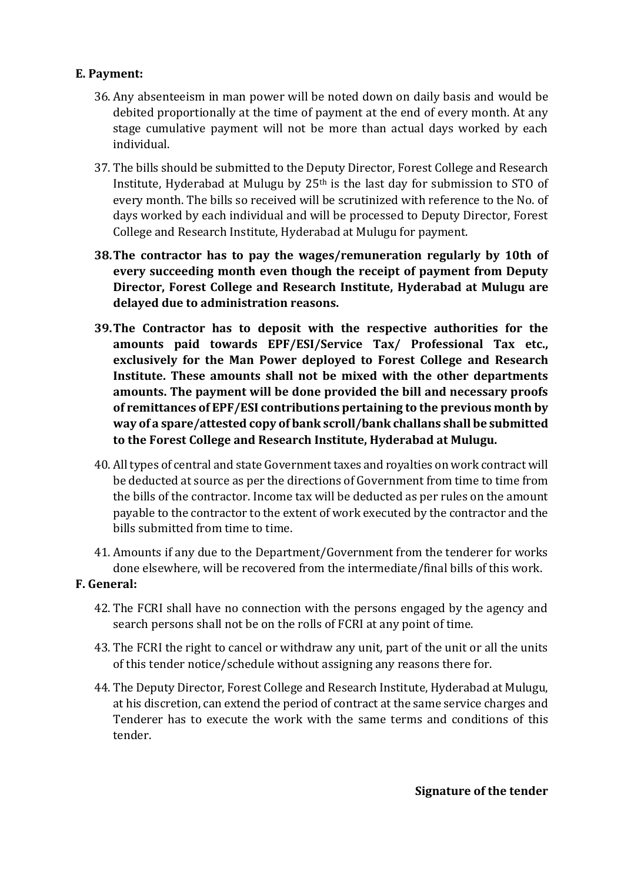**E. Payment:**

36. Any absenteeism in man power will be noted down on daily basis and would be debited proportionally at the time of payment at the end of every month. At any stage cumulative payment will not be more than actual days worked by each individual.

37. The bills should be submitted to the Deputy Director, Forest College and Research Institute, Hyderabad at Mulugu by 25th is the last day for submission to STO of every month. The bills so received will be scrutinized with reference to the No. of days worked by each individual and will be processed to Deputy Director, Forest College and Research Institute, Hyderabad at Mulugu for payment.

38. **The contractor has to pay the wages/remuneration regularly by 10th of every succeeding month even though the receipt of payment from Deputy Director, Forest College and Research Institute, Hyderabad at Mulugu are delayed due to administration reasons.**

39. **The Contractor has to deposit with the respective authorities for the amounts paid towards EPF/ESI/Service Tax/ Professional Tax etc., exclusively for the Man Power deployed to Forest College and Research Institute. These amounts shall not be mixed with the other departments amounts. The payment will be done provided the bill and necessary proofs of remittances of EPF/ESI contributions pertaining to the previous month by way of a spare/attested copy of bank scroll/bank challans shall be submitted to the Forest College and Research Institute, Hyderabad at Mulugu.**

40. All types of central and state Government taxes and royalties on work contract will be deducted at source as per the directions of Government from time to time from the bills of the contractor. Income tax will be deducted as per rules on the amount payable to the contractor to the extent of work executed by the contractor and the bills submitted from time to time.

41. Amounts if any due to the Department/Government from the tenderer for works done elsewhere, will be recovered from the intermediate/final bills of this work.

**F. General:**

42. The FCRI shall have no connection with the persons engaged by the agency and search persons shall not be on the rolls of FCRI at any point of time.

43. The FCRI the right to cancel or withdraw any unit, part of the unit or all the units of this tender notice/schedule without assigning any reasons there for.

44. The Deputy Director, Forest College and Research Institute, Hyderabad at Mulugu, at his discretion, can extend the period of contract at the same service charges and Tenderer has to execute the work with the same terms and conditions of this tender.

**Signature of the tender**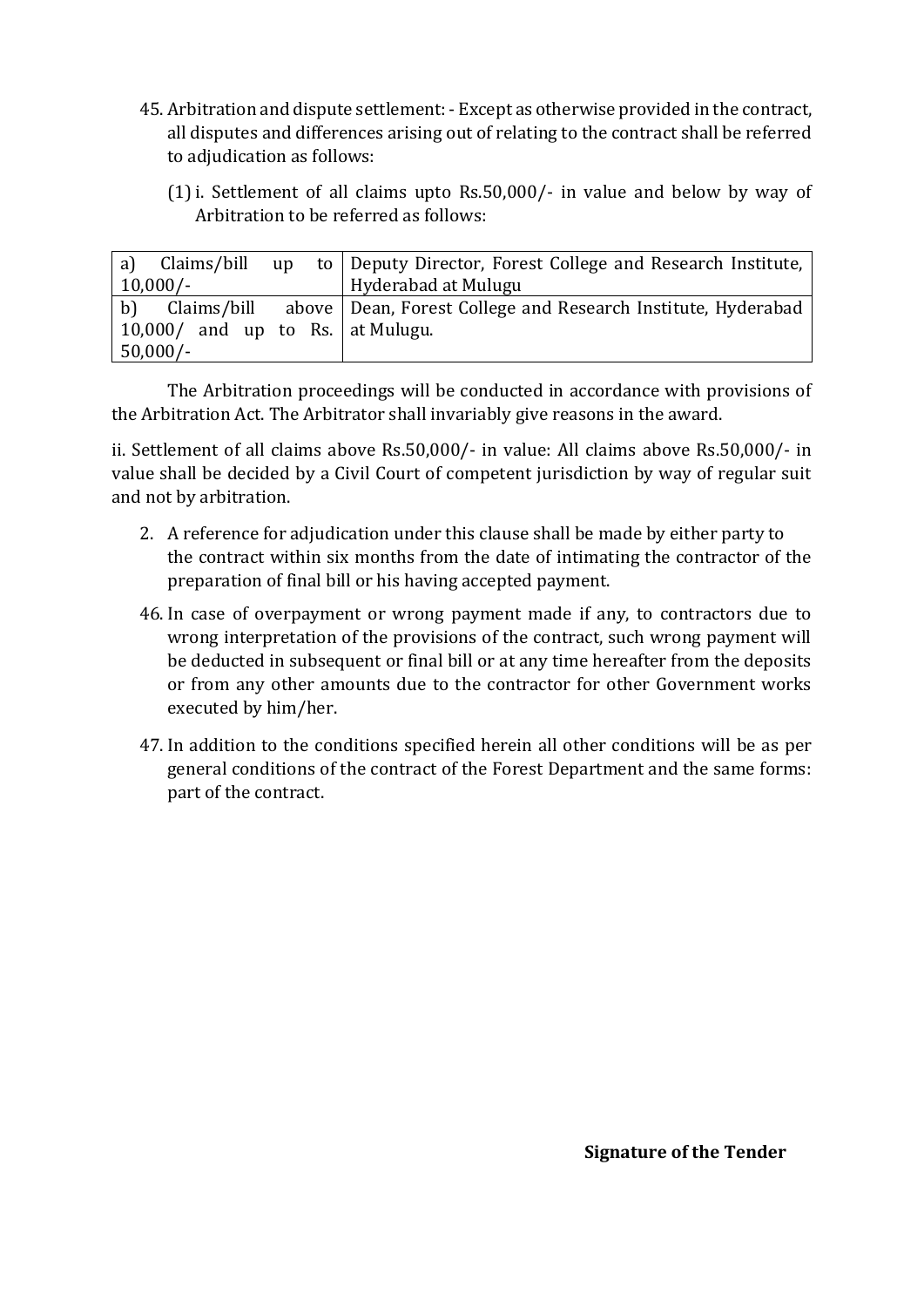45. Arbitration and dispute settlement: - Except as otherwise provided in the contract, all disputes and differences arising out of relating to the contract shall be referred to adjudication as follows:

    (1) i. Settlement of all claims upto Rs.50,000/- in value and below by way of Arbitration to be referred as follows:

| | |
|---|---|
| a) Claims/bill up to 10,000/- | Deputy Director, Forest College and Research Institute, Hyderabad at Mulugu |
| b) Claims/bill above 10,000/ and up to Rs. 50,000/- | Dean, Forest College and Research Institute, Hyderabad at Mulugu. |

The Arbitration proceedings will be conducted in accordance with provisions of the Arbitration Act. The Arbitrator shall invariably give reasons in the award.

ii. Settlement of all claims above Rs.50,000/- in value: All claims above Rs.50,000/- in value shall be decided by a Civil Court of competent jurisdiction by way of regular suit and not by arbitration.

2. A reference for adjudication under this clause shall be made by either party to the contract within six months from the date of intimating the contractor of the preparation of final bill or his having accepted payment.

46. In case of overpayment or wrong payment made if any, to contractors due to wrong interpretation of the provisions of the contract, such wrong payment will be deducted in subsequent or final bill or at any time hereafter from the deposits or from any other amounts due to the contractor for other Government works executed by him/her.

47. In addition to the conditions specified herein all other conditions will be as per general conditions of the contract of the Forest Department and the same forms: part of the contract.

**Signature of the Tender**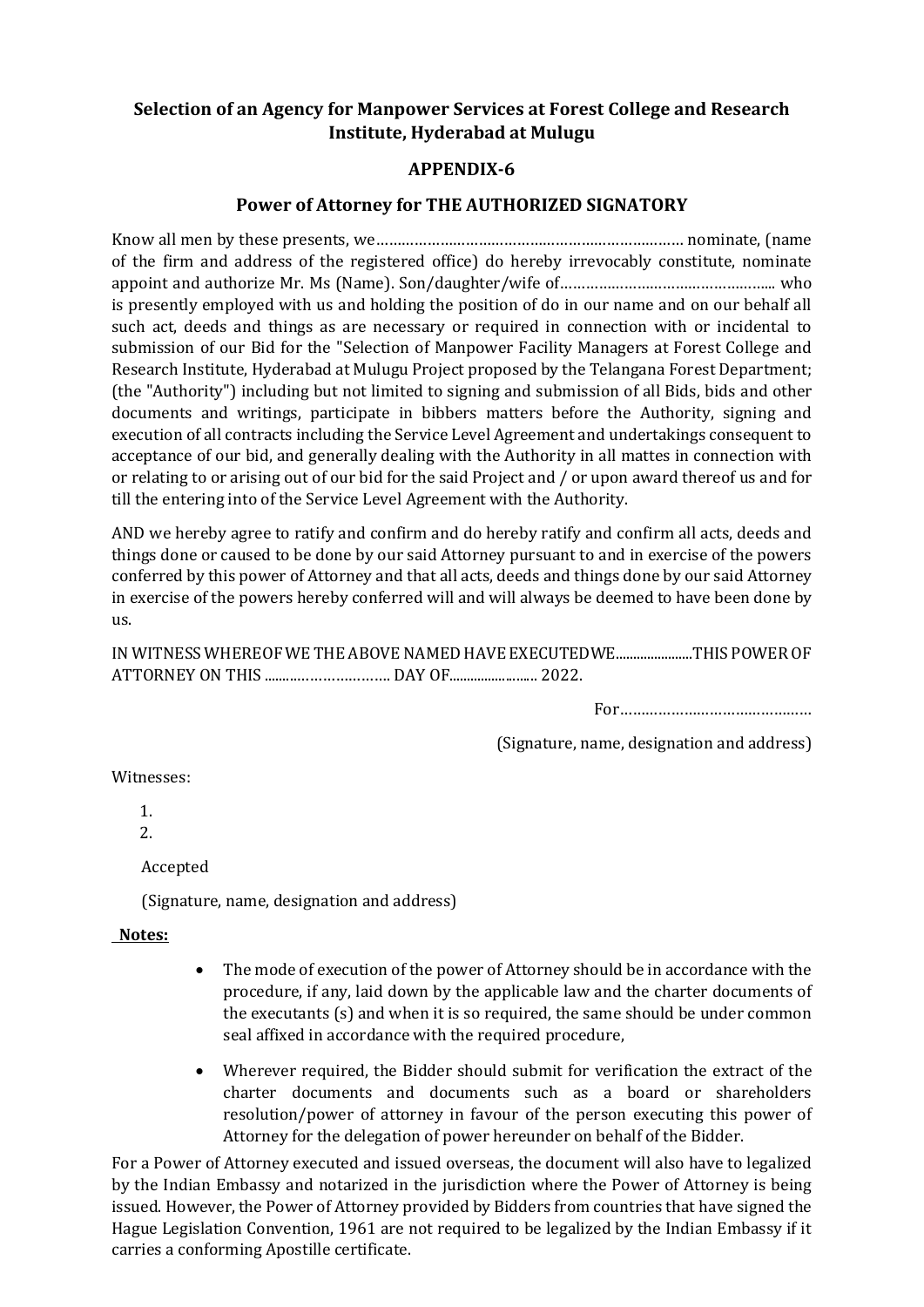## Selection of an Agency for Manpower Services at Forest College and Research Institute, Hyderabad at Mulugu

### APPENDIX-6

### Power of Attorney for THE AUTHORIZED SIGNATORY

Know all men by these presents, we………………………………………………………………… nominate, (name of the firm and address of the registered office) do hereby irrevocably constitute, nominate appoint and authorize Mr. Ms (Name). Son/daughter/wife of…………………………………………... who is presently employed with us and holding the position of do in our name and on our behalf all such act, deeds and things as are necessary or required in connection with or incidental to submission of our Bid for the "Selection of Manpower Facility Managers at Forest College and Research Institute, Hyderabad at Mulugu Project proposed by the Telangana Forest Department; (the "Authority") including but not limited to signing and submission of all Bids, bids and other documents and writings, participate in bibbers matters before the Authority, signing and execution of all contracts including the Service Level Agreement and undertakings consequent to acceptance of our bid, and generally dealing with the Authority in all mattes in connection with or relating to or arising out of our bid for the said Project and / or upon award thereof us and for till the entering into of the Service Level Agreement with the Authority.

AND we hereby agree to ratify and confirm and do hereby ratify and confirm all acts, deeds and things done or caused to be done by our said Attorney pursuant to and in exercise of the powers conferred by this power of Attorney and that all acts, deeds and things done by our said Attorney in exercise of the powers hereby conferred will and will always be deemed to have been done by us.

IN WITNESS WHEREOF WE THE ABOVE NAMED HAVE EXECUTEDWE......................THIS POWER OF ATTORNEY ON THIS ..………………….…. DAY OF........................ 2022.

For………………………………………

(Signature, name, designation and address)

Witnesses:

1.
2.

Accepted

(Signature, name, designation and address)

**Notes:**

- The mode of execution of the power of Attorney should be in accordance with the procedure, if any, laid down by the applicable law and the charter documents of the executants (s) and when it is so required, the same should be under common seal affixed in accordance with the required procedure,
- Wherever required, the Bidder should submit for verification the extract of the charter documents and documents such as a board or shareholders resolution/power of attorney in favour of the person executing this power of Attorney for the delegation of power hereunder on behalf of the Bidder.

For a Power of Attorney executed and issued overseas, the document will also have to legalized by the Indian Embassy and notarized in the jurisdiction where the Power of Attorney is being issued. However, the Power of Attorney provided by Bidders from countries that have signed the Hague Legislation Convention, 1961 are not required to be legalized by the Indian Embassy if it carries a conforming Apostille certificate.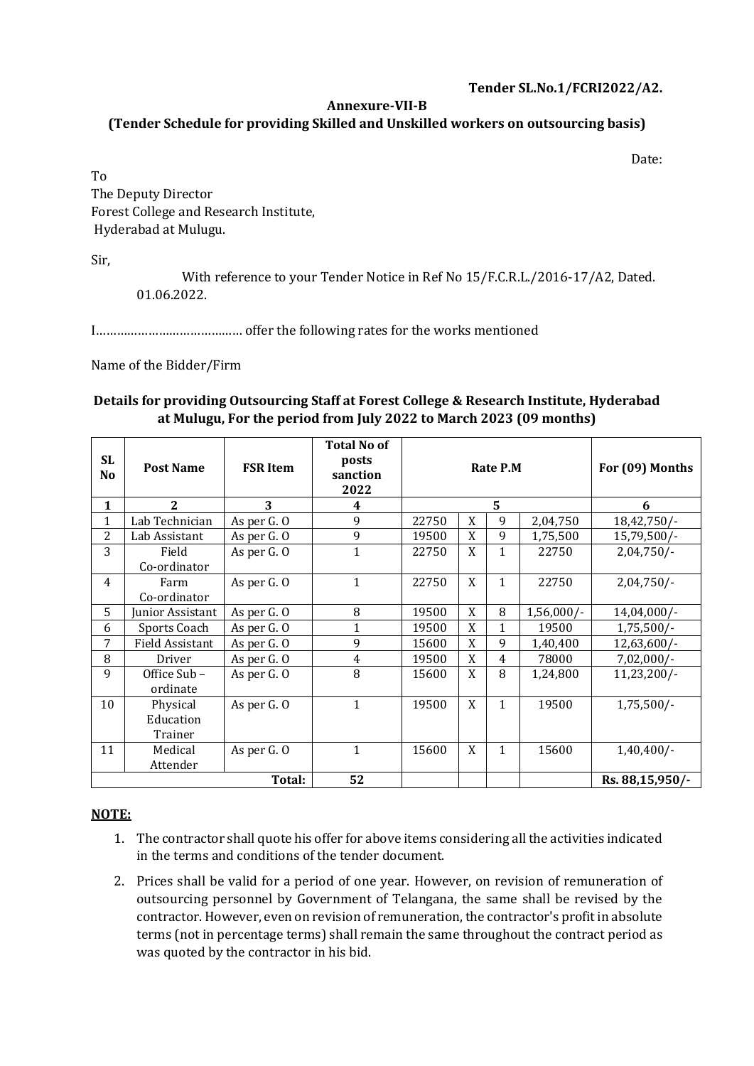**Tender SL.No.1/FCRI2022/A2.**

**Annexure-VII-B**

**(Tender Schedule for providing Skilled and Unskilled workers on outsourcing basis)**

Date:

To
The Deputy Director
Forest College and Research Institute,
Hyderabad at Mulugu.

Sir,

With reference to your Tender Notice in Ref No 15/F.C.R.L./2016-17/A2, Dated. 01.06.2022.

I…………………………………… offer the following rates for the works mentioned

Name of the Bidder/Firm

**Details for providing Outsourcing Staff at Forest College & Research Institute, Hyderabad at Mulugu, For the period from July 2022 to March 2023 (09 months)**

| SL No | Post Name | FSR Item | Total No of posts sanction 2022 | Rate P.M | | | | For (09) Months |
|---|---|---|---|---|---|---|---|---|
| 1 | 2 | 3 | 4 | 5 | | | | 6 |
| 1 | Lab Technician | As per G. O | 9 | 22750 | X | 9 | 2,04,750 | 18,42,750/- |
| 2 | Lab Assistant | As per G. O | 9 | 19500 | X | 9 | 1,75,500 | 15,79,500/- |
| 3 | Field Co-ordinator | As per G. O | 1 | 22750 | X | 1 | 22750 | 2,04,750/- |
| 4 | Farm Co-ordinator | As per G. O | 1 | 22750 | X | 1 | 22750 | 2,04,750/- |
| 5 | Junior Assistant | As per G. O | 8 | 19500 | X | 8 | 1,56,000/- | 14,04,000/- |
| 6 | Sports Coach | As per G. O | 1 | 19500 | X | 1 | 19500 | 1,75,500/- |
| 7 | Field Assistant | As per G. O | 9 | 15600 | X | 9 | 1,40,400 | 12,63,600/- |
| 8 | Driver | As per G. O | 4 | 19500 | X | 4 | 78000 | 7,02,000/- |
| 9 | Office Sub – ordinate | As per G. O | 8 | 15600 | X | 8 | 1,24,800 | 11,23,200/- |
| 10 | Physical Education Trainer | As per G. O | 1 | 19500 | X | 1 | 19500 | 1,75,500/- |
| 11 | Medical Attender | As per G. O | 1 | 15600 | X | 1 | 15600 | 1,40,400/- |
| | | **Total:** | **52** | | | | | **Rs. 88,15,950/-** |

**NOTE:**

1. The contractor shall quote his offer for above items considering all the activities indicated in the terms and conditions of the tender document.
2. Prices shall be valid for a period of one year. However, on revision of remuneration of outsourcing personnel by Government of Telangana, the same shall be revised by the contractor. However, even on revision of remuneration, the contractor's profit in absolute terms (not in percentage terms) shall remain the same throughout the contract period as was quoted by the contractor in his bid.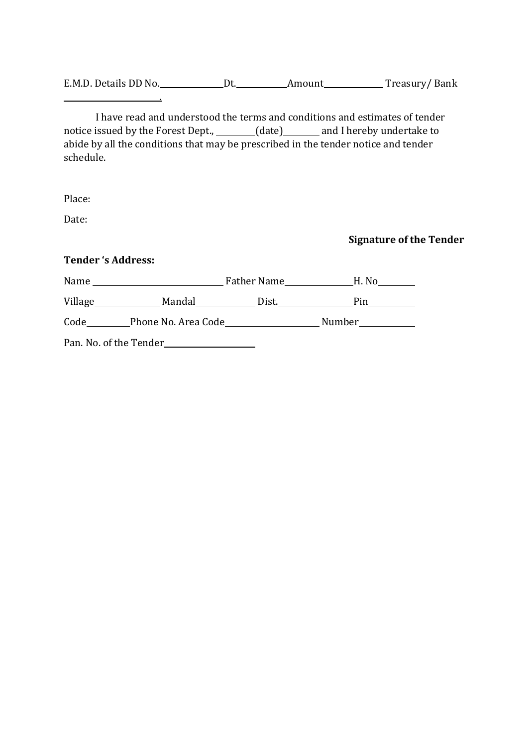E.M.D. Details DD No.______________Dt.___________Amount_____________ Treasury/ Bank ______________________.

I have read and understood the terms and conditions and estimates of tender notice issued by the Forest Dept., _________(date)________ and I hereby undertake to abide by all the conditions that may be prescribed in the tender notice and tender schedule.

Place:

Date:

**Signature of the Tender**

**Tender 's Address:**

Name _____________________________ Father Name_______________H. No________

Village______________ Mandal_____________ Dist._______________Pin__________

Code_________Phone No. Area Code_____________________ Number____________

Pan. No. of the Tender_____________________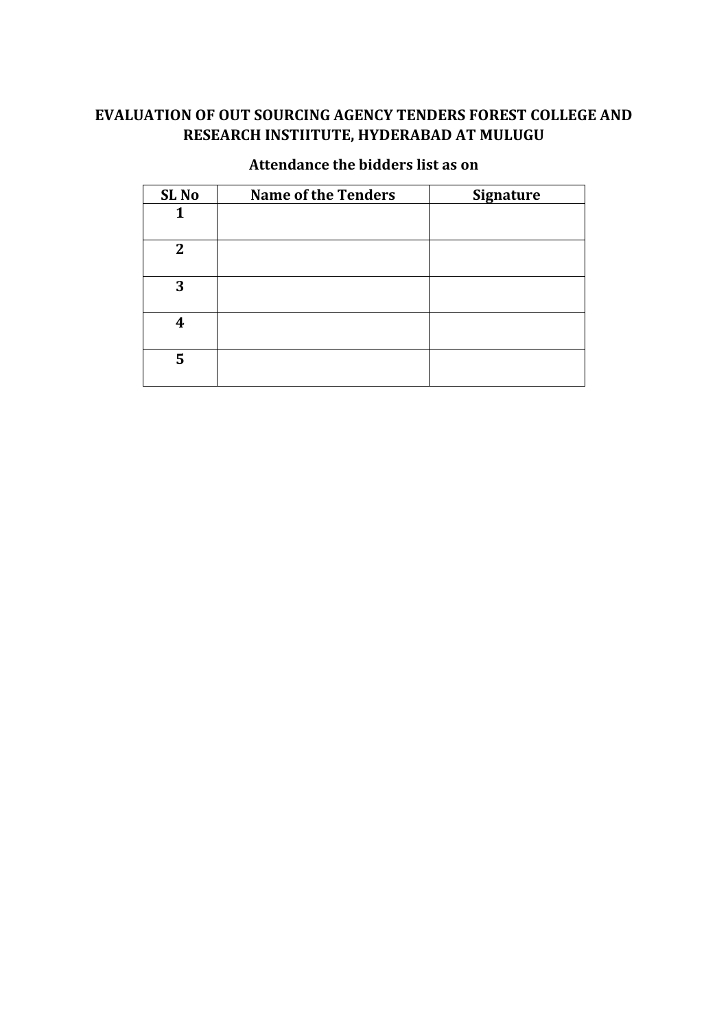## EVALUATION OF OUT SOURCING AGENCY TENDERS FOREST COLLEGE AND RESEARCH INSTIITUTE, HYDERABAD AT MULUGU

### Attendance the bidders list as on

| SL No | Name of the Tenders | Signature |
|---|---|---|
| 1 | | |
| 2 | | |
| 3 | | |
| 4 | | |
| 5 | | |